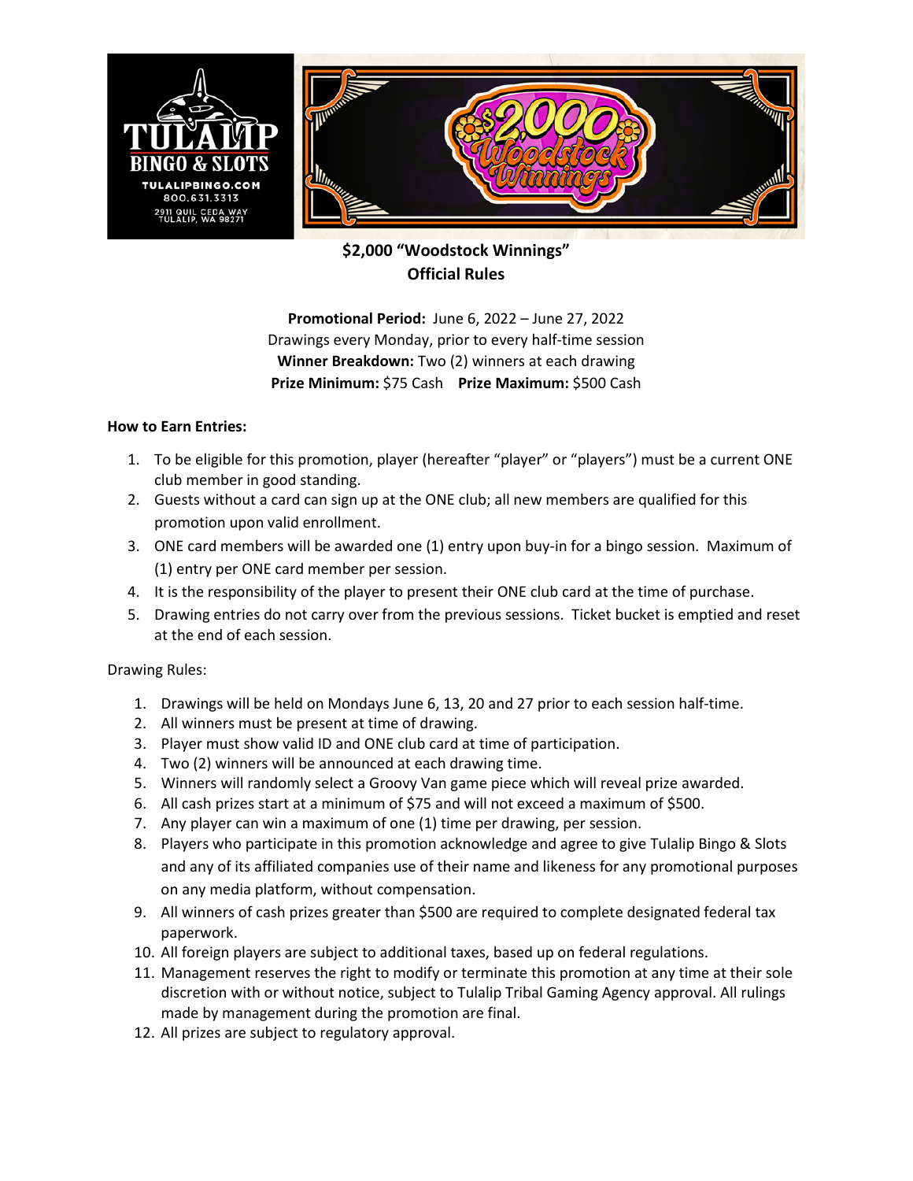## $2,000 "Woodstock Winnings"
## Official Rules

**Promotional Period:** June 6, 2022 – June 27, 2022
Drawings every Monday, prior to every half-time session
**Winner Breakdown:** Two (2) winners at each drawing
**Prize Minimum:** $75 Cash **Prize Maximum:** $500 Cash

**How to Earn Entries:**

1. To be eligible for this promotion, player (hereafter "player" or "players") must be a current ONE club member in good standing.
2. Guests without a card can sign up at the ONE club; all new members are qualified for this promotion upon valid enrollment.
3. ONE card members will be awarded one (1) entry upon buy-in for a bingo session. Maximum of (1) entry per ONE card member per session.
4. It is the responsibility of the player to present their ONE club card at the time of purchase.
5. Drawing entries do not carry over from the previous sessions. Ticket bucket is emptied and reset at the end of each session.

Drawing Rules:

1. Drawings will be held on Mondays June 6, 13, 20 and 27 prior to each session half-time.
2. All winners must be present at time of drawing.
3. Player must show valid ID and ONE club card at time of participation.
4. Two (2) winners will be announced at each drawing time.
5. Winners will randomly select a Groovy Van game piece which will reveal prize awarded.
6. All cash prizes start at a minimum of $75 and will not exceed a maximum of $500.
7. Any player can win a maximum of one (1) time per drawing, per session.
8. Players who participate in this promotion acknowledge and agree to give Tulalip Bingo & Slots and any of its affiliated companies use of their name and likeness for any promotional purposes on any media platform, without compensation.
9. All winners of cash prizes greater than $500 are required to complete designated federal tax paperwork.
10. All foreign players are subject to additional taxes, based up on federal regulations.
11. Management reserves the right to modify or terminate this promotion at any time at their sole discretion with or without notice, subject to Tulalip Tribal Gaming Agency approval. All rulings made by management during the promotion are final.
12. All prizes are subject to regulatory approval.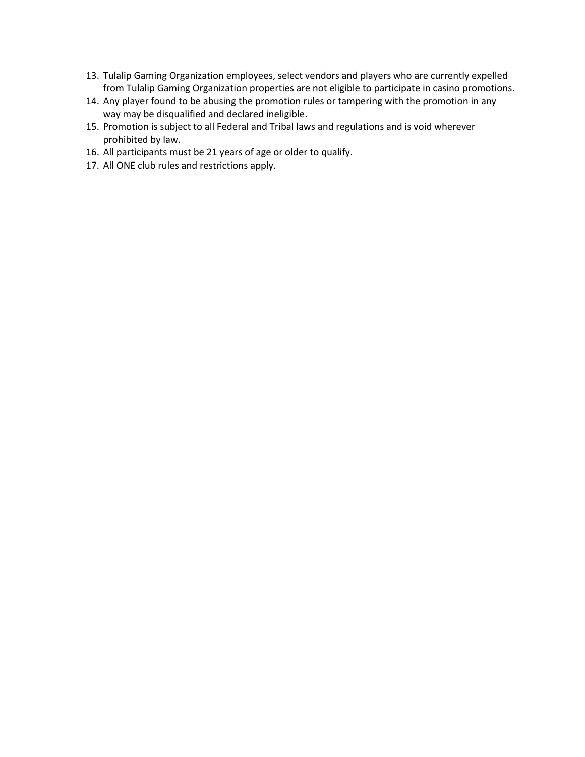13. Tulalip Gaming Organization employees, select vendors and players who are currently expelled from Tulalip Gaming Organization properties are not eligible to participate in casino promotions.
14. Any player found to be abusing the promotion rules or tampering with the promotion in any way may be disqualified and declared ineligible.
15. Promotion is subject to all Federal and Tribal laws and regulations and is void wherever prohibited by law.
16. All participants must be 21 years of age or older to qualify.
17. All ONE club rules and restrictions apply.